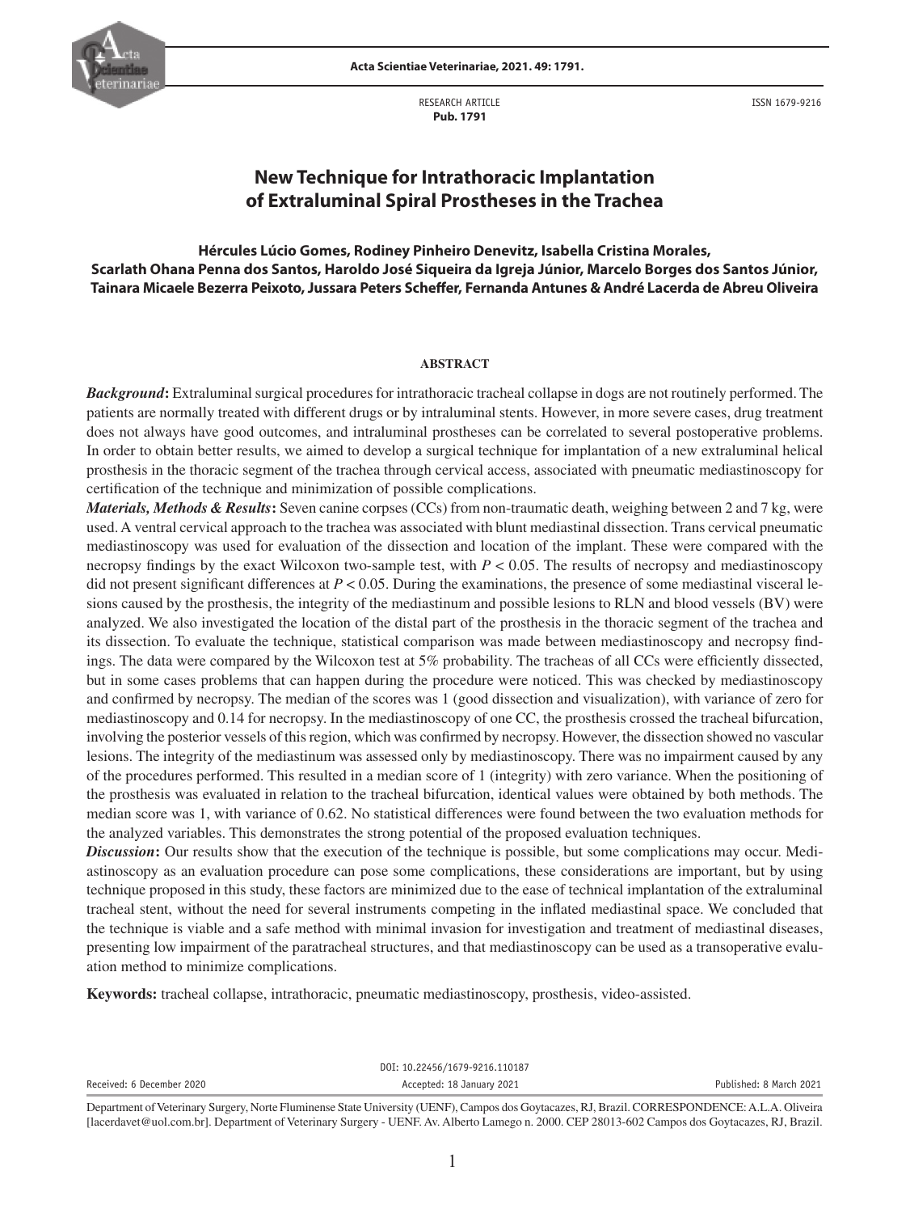RESEARCH ARTICLE
**Pub. 1791**

ISSN 1679-9216

# New Technique for Intrathoracic Implantation of Extraluminal Spiral Prostheses in the Trachea

**Hércules Lúcio Gomes, Rodiney Pinheiro Denevitz, Isabella Cristina Morales, Scarlath Ohana Penna dos Santos, Haroldo José Siqueira da Igreja Júnior, Marcelo Borges dos Santos Júnior, Tainara Micaele Bezerra Peixoto, Jussara Peters Scheffer, Fernanda Antunes & André Lacerda de Abreu Oliveira**

## ABSTRACT

***Background*:** Extraluminal surgical procedures for intrathoracic tracheal collapse in dogs are not routinely performed. The patients are normally treated with different drugs or by intraluminal stents. However, in more severe cases, drug treatment does not always have good outcomes, and intraluminal prostheses can be correlated to several postoperative problems. In order to obtain better results, we aimed to develop a surgical technique for implantation of a new extraluminal helical prosthesis in the thoracic segment of the trachea through cervical access, associated with pneumatic mediastinoscopy for certification of the technique and minimization of possible complications.

***Materials, Methods & Results*:** Seven canine corpses (CCs) from non-traumatic death, weighing between 2 and 7 kg, were used. A ventral cervical approach to the trachea was associated with blunt mediastinal dissection. Trans cervical pneumatic mediastinoscopy was used for evaluation of the dissection and location of the implant. These were compared with the necropsy findings by the exact Wilcoxon two-sample test, with $P < 0.05$. The results of necropsy and mediastinoscopy did not present significant differences at $P < 0.05$. During the examinations, the presence of some mediastinal visceral lesions caused by the prosthesis, the integrity of the mediastinum and possible lesions to RLN and blood vessels (BV) were analyzed. We also investigated the location of the distal part of the prosthesis in the thoracic segment of the trachea and its dissection. To evaluate the technique, statistical comparison was made between mediastinoscopy and necropsy findings. The data were compared by the Wilcoxon test at 5% probability. The tracheas of all CCs were efficiently dissected, but in some cases problems that can happen during the procedure were noticed. This was checked by mediastinoscopy and confirmed by necropsy. The median of the scores was 1 (good dissection and visualization), with variance of zero for mediastinoscopy and 0.14 for necropsy. In the mediastinoscopy of one CC, the prosthesis crossed the tracheal bifurcation, involving the posterior vessels of this region, which was confirmed by necropsy. However, the dissection showed no vascular lesions. The integrity of the mediastinum was assessed only by mediastinoscopy. There was no impairment caused by any of the procedures performed. This resulted in a median score of 1 (integrity) with zero variance. When the positioning of the prosthesis was evaluated in relation to the tracheal bifurcation, identical values were obtained by both methods. The median score was 1, with variance of 0.62. No statistical differences were found between the two evaluation methods for the analyzed variables. This demonstrates the strong potential of the proposed evaluation techniques.

***Discussion*:** Our results show that the execution of the technique is possible, but some complications may occur. Mediastinoscopy as an evaluation procedure can pose some complications, these considerations are important, but by using technique proposed in this study, these factors are minimized due to the ease of technical implantation of the extraluminal tracheal stent, without the need for several instruments competing in the inflated mediastinal space. We concluded that the technique is viable and a safe method with minimal invasion for investigation and treatment of mediastinal diseases, presenting low impairment of the paratracheal structures, and that mediastinoscopy can be used as a transoperative evaluation method to minimize complications.

**Keywords:** tracheal collapse, intrathoracic, pneumatic mediastinoscopy, prosthesis, video-assisted.

DOI: 10.22456/1679-9216.110187

Received: 6 December 2020 | Accepted: 18 January 2021 | Published: 8 March 2021

Department of Veterinary Surgery, Norte Fluminense State University (UENF), Campos dos Goytacazes, RJ, Brazil. CORRESPONDENCE: A.L.A. Oliveira [lacerdavet@uol.com.br]. Department of Veterinary Surgery - UENF. Av. Alberto Lamego n. 2000. CEP 28013-602 Campos dos Goytacazes, RJ, Brazil.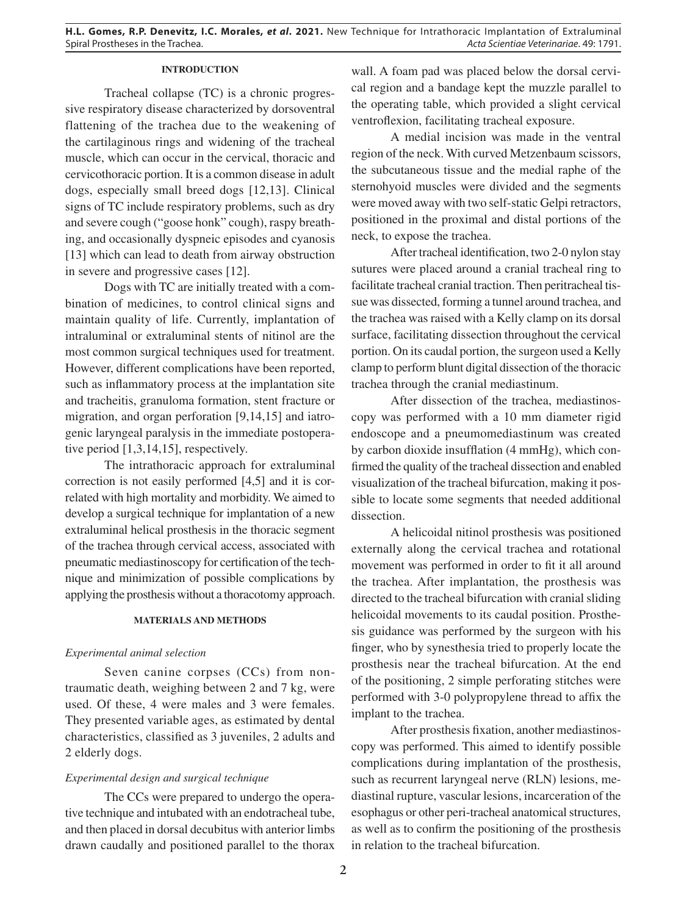## INTRODUCTION

Tracheal collapse (TC) is a chronic progressive respiratory disease characterized by dorsoventral flattening of the trachea due to the weakening of the cartilaginous rings and widening of the tracheal muscle, which can occur in the cervical, thoracic and cervicothoracic portion. It is a common disease in adult dogs, especially small breed dogs [12,13]. Clinical signs of TC include respiratory problems, such as dry and severe cough ("goose honk" cough), raspy breathing, and occasionally dyspneic episodes and cyanosis [13] which can lead to death from airway obstruction in severe and progressive cases [12].

Dogs with TC are initially treated with a combination of medicines, to control clinical signs and maintain quality of life. Currently, implantation of intraluminal or extraluminal stents of nitinol are the most common surgical techniques used for treatment. However, different complications have been reported, such as inflammatory process at the implantation site and tracheitis, granuloma formation, stent fracture or migration, and organ perforation [9,14,15] and iatrogenic laryngeal paralysis in the immediate postoperative period [1,3,14,15], respectively.

The intrathoracic approach for extraluminal correction is not easily performed [4,5] and it is correlated with high mortality and morbidity. We aimed to develop a surgical technique for implantation of a new extraluminal helical prosthesis in the thoracic segment of the trachea through cervical access, associated with pneumatic mediastinoscopy for certification of the technique and minimization of possible complications by applying the prosthesis without a thoracotomy approach.

## MATERIALS AND METHODS

### *Experimental animal selection*

Seven canine corpses (CCs) from non-traumatic death, weighing between 2 and 7 kg, were used. Of these, 4 were males and 3 were females. They presented variable ages, as estimated by dental characteristics, classified as 3 juveniles, 2 adults and 2 elderly dogs.

### *Experimental design and surgical technique*

The CCs were prepared to undergo the operative technique and intubated with an endotracheal tube, and then placed in dorsal decubitus with anterior limbs drawn caudally and positioned parallel to the thorax wall. A foam pad was placed below the dorsal cervical region and a bandage kept the muzzle parallel to the operating table, which provided a slight cervical ventroflexion, facilitating tracheal exposure.

A medial incision was made in the ventral region of the neck. With curved Metzenbaum scissors, the subcutaneous tissue and the medial raphe of the sternohyoid muscles were divided and the segments were moved away with two self-static Gelpi retractors, positioned in the proximal and distal portions of the neck, to expose the trachea.

After tracheal identification, two 2-0 nylon stay sutures were placed around a cranial tracheal ring to facilitate tracheal cranial traction. Then peritracheal tissue was dissected, forming a tunnel around trachea, and the trachea was raised with a Kelly clamp on its dorsal surface, facilitating dissection throughout the cervical portion. On its caudal portion, the surgeon used a Kelly clamp to perform blunt digital dissection of the thoracic trachea through the cranial mediastinum.

After dissection of the trachea, mediastinoscopy was performed with a 10 mm diameter rigid endoscope and a pneumomediastinum was created by carbon dioxide insufflation (4 mmHg), which confirmed the quality of the tracheal dissection and enabled visualization of the tracheal bifurcation, making it possible to locate some segments that needed additional dissection.

A helicoidal nitinol prosthesis was positioned externally along the cervical trachea and rotational movement was performed in order to fit it all around the trachea. After implantation, the prosthesis was directed to the tracheal bifurcation with cranial sliding helicoidal movements to its caudal position. Prosthesis guidance was performed by the surgeon with his finger, who by synesthesia tried to properly locate the prosthesis near the tracheal bifurcation. At the end of the positioning, 2 simple perforating stitches were performed with 3-0 polypropylene thread to affix the implant to the trachea.

After prosthesis fixation, another mediastinoscopy was performed. This aimed to identify possible complications during implantation of the prosthesis, such as recurrent laryngeal nerve (RLN) lesions, mediastinal rupture, vascular lesions, incarceration of the esophagus or other peri-tracheal anatomical structures, as well as to confirm the positioning of the prosthesis in relation to the tracheal bifurcation.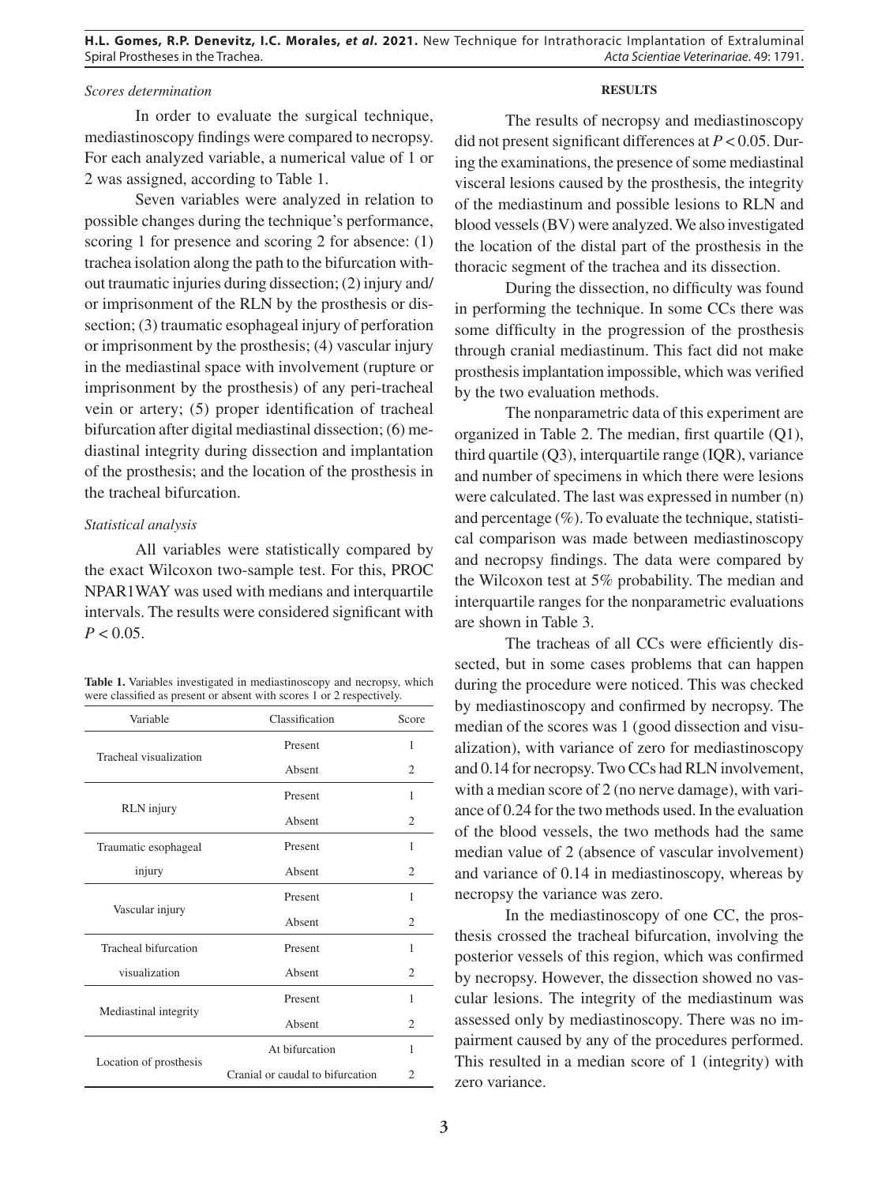### *Scores determination*

In order to evaluate the surgical technique, mediastinoscopy findings were compared to necropsy. For each analyzed variable, a numerical value of 1 or 2 was assigned, according to Table 1.

Seven variables were analyzed in relation to possible changes during the technique's performance, scoring 1 for presence and scoring 2 for absence: (1) trachea isolation along the path to the bifurcation without traumatic injuries during dissection; (2) injury and/or imprisonment of the RLN by the prosthesis or dissection; (3) traumatic esophageal injury of perforation or imprisonment by the prosthesis; (4) vascular injury in the mediastinal space with involvement (rupture or imprisonment by the prosthesis) of any peri-tracheal vein or artery; (5) proper identification of tracheal bifurcation after digital mediastinal dissection; (6) mediastinal integrity during dissection and implantation of the prosthesis; and the location of the prosthesis in the tracheal bifurcation.

### *Statistical analysis*

All variables were statistically compared by the exact Wilcoxon two-sample test. For this, PROC NPAR1WAY was used with medians and interquartile intervals. The results were considered significant with $P < 0.05$.

**Table 1.** Variables investigated in mediastinoscopy and necropsy, which were classified as present or absent with scores 1 or 2 respectively.

| Variable | Classification | Score |
|---|---|---|
| Tracheal visualization | Present | 1 |
| | Absent | 2 |
| RLN injury | Present | 1 |
| | Absent | 2 |
| Traumatic esophageal injury | Present | 1 |
| | Absent | 2 |
| Vascular injury | Present | 1 |
| | Absent | 2 |
| Tracheal bifurcation visualization | Present | 1 |
| | Absent | 2 |
| Mediastinal integrity | Present | 1 |
| | Absent | 2 |
| Location of prosthesis | At bifurcation | 1 |
| | Cranial or caudal to bifurcation | 2 |

## RESULTS

The results of necropsy and mediastinoscopy did not present significant differences at $P < 0.05$. During the examinations, the presence of some mediastinal visceral lesions caused by the prosthesis, the integrity of the mediastinum and possible lesions to RLN and blood vessels (BV) were analyzed. We also investigated the location of the distal part of the prosthesis in the thoracic segment of the trachea and its dissection.

During the dissection, no difficulty was found in performing the technique. In some CCs there was some difficulty in the progression of the prosthesis through cranial mediastinum. This fact did not make prosthesis implantation impossible, which was verified by the two evaluation methods.

The nonparametric data of this experiment are organized in Table 2. The median, first quartile (Q1), third quartile (Q3), interquartile range (IQR), variance and number of specimens in which there were lesions were calculated. The last was expressed in number (n) and percentage (%). To evaluate the technique, statistical comparison was made between mediastinoscopy and necropsy findings. The data were compared by the Wilcoxon test at 5% probability. The median and interquartile ranges for the nonparametric evaluations are shown in Table 3.

The tracheas of all CCs were efficiently dissected, but in some cases problems that can happen during the procedure were noticed. This was checked by mediastinoscopy and confirmed by necropsy. The median of the scores was 1 (good dissection and visualization), with variance of zero for mediastinoscopy and 0.14 for necropsy. Two CCs had RLN involvement, with a median score of 2 (no nerve damage), with variance of 0.24 for the two methods used. In the evaluation of the blood vessels, the two methods had the same median value of 2 (absence of vascular involvement) and variance of 0.14 in mediastinoscopy, whereas by necropsy the variance was zero.

In the mediastinoscopy of one CC, the prosthesis crossed the tracheal bifurcation, involving the posterior vessels of this region, which was confirmed by necropsy. However, the dissection showed no vascular lesions. The integrity of the mediastinum was assessed only by mediastinoscopy. There was no impairment caused by any of the procedures performed. This resulted in a median score of 1 (integrity) with zero variance.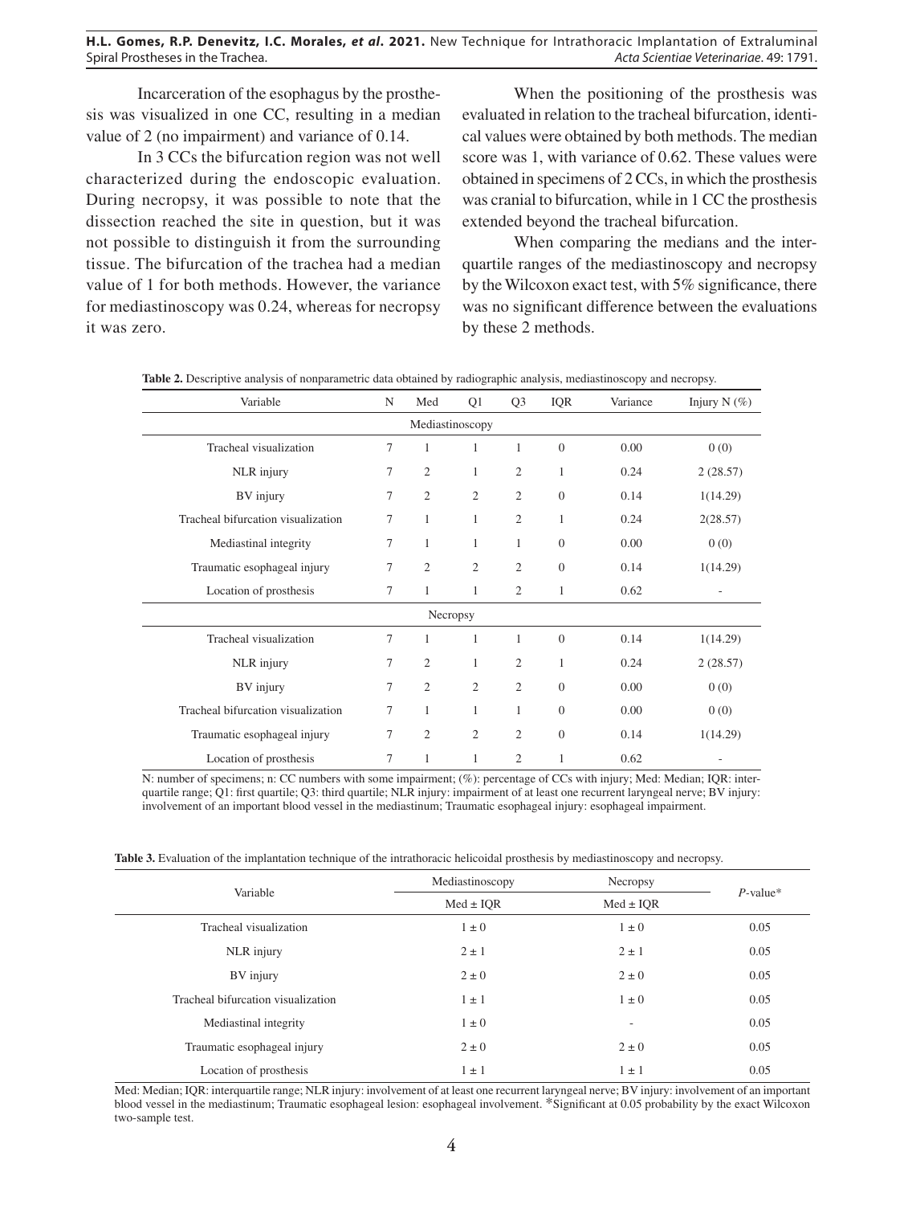Incarceration of the esophagus by the prosthesis was visualized in one CC, resulting in a median value of 2 (no impairment) and variance of 0.14.

In 3 CCs the bifurcation region was not well characterized during the endoscopic evaluation. During necropsy, it was possible to note that the dissection reached the site in question, but it was not possible to distinguish it from the surrounding tissue. The bifurcation of the trachea had a median value of 1 for both methods. However, the variance for mediastinoscopy was 0.24, whereas for necropsy it was zero.

When the positioning of the prosthesis was evaluated in relation to the tracheal bifurcation, identical values were obtained by both methods. The median score was 1, with variance of 0.62. These values were obtained in specimens of 2 CCs, in which the prosthesis was cranial to bifurcation, while in 1 CC the prosthesis extended beyond the tracheal bifurcation.

When comparing the medians and the interquartile ranges of the mediastinoscopy and necropsy by the Wilcoxon exact test, with 5% significance, there was no significant difference between the evaluations by these 2 methods.

**Table 2.** Descriptive analysis of nonparametric data obtained by radiographic analysis, mediastinoscopy and necropsy.

| Variable | N | Med | Q1 | Q3 | IQR | Variance | Injury N (%) |
|---|---|---|---|---|---|---|---|
| **Mediastinoscopy** | | | | | | | |
| Tracheal visualization | 7 | 1 | 1 | 1 | 0 | 0.00 | 0 (0) |
| NLR injury | 7 | 2 | 1 | 2 | 1 | 0.24 | 2 (28.57) |
| BV injury | 7 | 2 | 2 | 2 | 0 | 0.14 | 1(14.29) |
| Tracheal bifurcation visualization | 7 | 1 | 1 | 2 | 1 | 0.24 | 2(28.57) |
| Mediastinal integrity | 7 | 1 | 1 | 1 | 0 | 0.00 | 0 (0) |
| Traumatic esophageal injury | 7 | 2 | 2 | 2 | 0 | 0.14 | 1(14.29) |
| Location of prosthesis | 7 | 1 | 1 | 2 | 1 | 0.62 | - |
| **Necropsy** | | | | | | | |
| Tracheal visualization | 7 | 1 | 1 | 1 | 0 | 0.14 | 1(14.29) |
| NLR injury | 7 | 2 | 1 | 2 | 1 | 0.24 | 2 (28.57) |
| BV injury | 7 | 2 | 2 | 2 | 0 | 0.00 | 0 (0) |
| Tracheal bifurcation visualization | 7 | 1 | 1 | 1 | 0 | 0.00 | 0 (0) |
| Traumatic esophageal injury | 7 | 2 | 2 | 2 | 0 | 0.14 | 1(14.29) |
| Location of prosthesis | 7 | 1 | 1 | 2 | 1 | 0.62 | - |

N: number of specimens; n: CC numbers with some impairment; (%): percentage of CCs with injury; Med: Median; IQR: interquartile range; Q1: first quartile; Q3: third quartile; NLR injury: impairment of at least one recurrent laryngeal nerve; BV injury: involvement of an important blood vessel in the mediastinum; Traumatic esophageal injury: esophageal impairment.

**Table 3.** Evaluation of the implantation technique of the intrathoracic helicoidal prosthesis by mediastinoscopy and necropsy.

| Variable | Mediastinoscopy | Necropsy | *P*-value* |
|---|---|---|---|
| | Med ± IQR | Med ± IQR | |
| Tracheal visualization | 1 ± 0 | 1 ± 0 | 0.05 |
| NLR injury | 2 ± 1 | 2 ± 1 | 0.05 |
| BV injury | 2 ± 0 | 2 ± 0 | 0.05 |
| Tracheal bifurcation visualization | 1 ± 1 | 1 ± 0 | 0.05 |
| Mediastinal integrity | 1 ± 0 | - | 0.05 |
| Traumatic esophageal injury | 2 ± 0 | 2 ± 0 | 0.05 |
| Location of prosthesis | 1 ± 1 | 1 ± 1 | 0.05 |

Med: Median; IQR: interquartile range; NLR injury: involvement of at least one recurrent laryngeal nerve; BV injury: involvement of an important blood vessel in the mediastinum; Traumatic esophageal lesion: esophageal involvement. *Significant at 0.05 probability by the exact Wilcoxon two-sample test.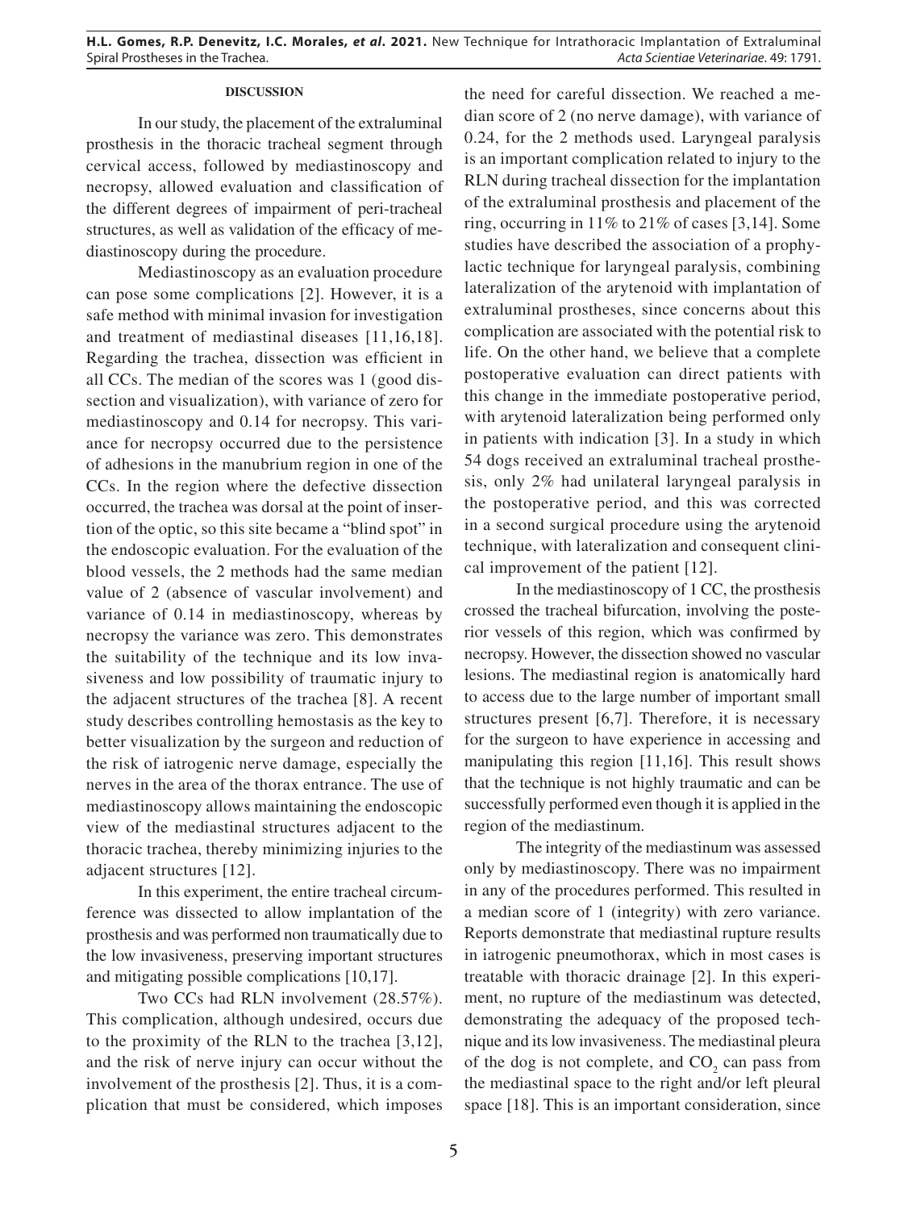## DISCUSSION

In our study, the placement of the extraluminal prosthesis in the thoracic tracheal segment through cervical access, followed by mediastinoscopy and necropsy, allowed evaluation and classification of the different degrees of impairment of peri-tracheal structures, as well as validation of the efficacy of mediastinoscopy during the procedure.

Mediastinoscopy as an evaluation procedure can pose some complications [2]. However, it is a safe method with minimal invasion for investigation and treatment of mediastinal diseases [11,16,18]. Regarding the trachea, dissection was efficient in all CCs. The median of the scores was 1 (good dissection and visualization), with variance of zero for mediastinoscopy and 0.14 for necropsy. This variance for necropsy occurred due to the persistence of adhesions in the manubrium region in one of the CCs. In the region where the defective dissection occurred, the trachea was dorsal at the point of insertion of the optic, so this site became a "blind spot" in the endoscopic evaluation. For the evaluation of the blood vessels, the 2 methods had the same median value of 2 (absence of vascular involvement) and variance of 0.14 in mediastinoscopy, whereas by necropsy the variance was zero. This demonstrates the suitability of the technique and its low invasiveness and low possibility of traumatic injury to the adjacent structures of the trachea [8]. A recent study describes controlling hemostasis as the key to better visualization by the surgeon and reduction of the risk of iatrogenic nerve damage, especially the nerves in the area of the thorax entrance. The use of mediastinoscopy allows maintaining the endoscopic view of the mediastinal structures adjacent to the thoracic trachea, thereby minimizing injuries to the adjacent structures [12].

In this experiment, the entire tracheal circumference was dissected to allow implantation of the prosthesis and was performed non traumatically due to the low invasiveness, preserving important structures and mitigating possible complications [10,17].

Two CCs had RLN involvement (28.57%). This complication, although undesired, occurs due to the proximity of the RLN to the trachea [3,12], and the risk of nerve injury can occur without the involvement of the prosthesis [2]. Thus, it is a complication that must be considered, which imposes the need for careful dissection. We reached a median score of 2 (no nerve damage), with variance of 0.24, for the 2 methods used. Laryngeal paralysis is an important complication related to injury to the RLN during tracheal dissection for the implantation of the extraluminal prosthesis and placement of the ring, occurring in 11% to 21% of cases [3,14]. Some studies have described the association of a prophylactic technique for laryngeal paralysis, combining lateralization of the arytenoid with implantation of extraluminal prostheses, since concerns about this complication are associated with the potential risk to life. On the other hand, we believe that a complete postoperative evaluation can direct patients with this change in the immediate postoperative period, with arytenoid lateralization being performed only in patients with indication [3]. In a study in which 54 dogs received an extraluminal tracheal prosthesis, only 2% had unilateral laryngeal paralysis in the postoperative period, and this was corrected in a second surgical procedure using the arytenoid technique, with lateralization and consequent clinical improvement of the patient [12].

In the mediastinoscopy of 1 CC, the prosthesis crossed the tracheal bifurcation, involving the posterior vessels of this region, which was confirmed by necropsy. However, the dissection showed no vascular lesions. The mediastinal region is anatomically hard to access due to the large number of important small structures present [6,7]. Therefore, it is necessary for the surgeon to have experience in accessing and manipulating this region [11,16]. This result shows that the technique is not highly traumatic and can be successfully performed even though it is applied in the region of the mediastinum.

The integrity of the mediastinum was assessed only by mediastinoscopy. There was no impairment in any of the procedures performed. This resulted in a median score of 1 (integrity) with zero variance. Reports demonstrate that mediastinal rupture results in iatrogenic pneumothorax, which in most cases is treatable with thoracic drainage [2]. In this experiment, no rupture of the mediastinum was detected, demonstrating the adequacy of the proposed technique and its low invasiveness. The mediastinal pleura of the dog is not complete, and $CO_2$ can pass from the mediastinal space to the right and/or left pleural space [18]. This is an important consideration, since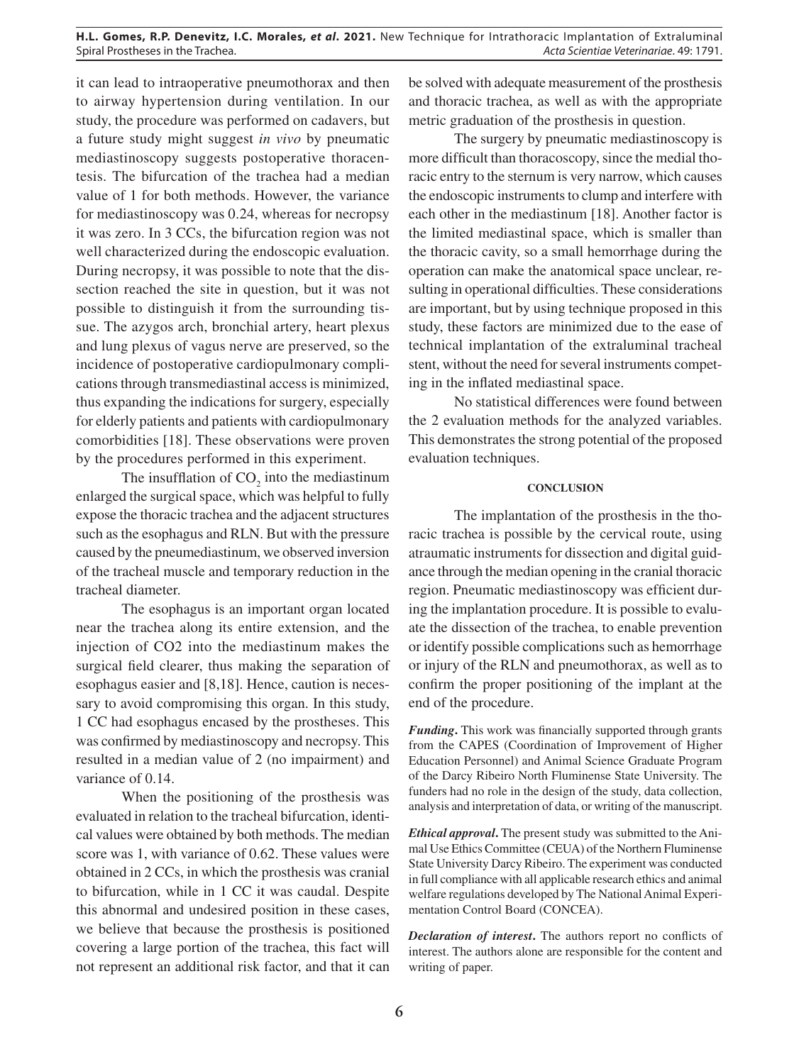it can lead to intraoperative pneumothorax and then to airway hypertension during ventilation. In our study, the procedure was performed on cadavers, but a future study might suggest *in vivo* by pneumatic mediastinoscopy suggests postoperative thoracentesis. The bifurcation of the trachea had a median value of 1 for both methods. However, the variance for mediastinoscopy was 0.24, whereas for necropsy it was zero. In 3 CCs, the bifurcation region was not well characterized during the endoscopic evaluation. During necropsy, it was possible to note that the dissection reached the site in question, but it was not possible to distinguish it from the surrounding tissue. The azygos arch, bronchial artery, heart plexus and lung plexus of vagus nerve are preserved, so the incidence of postoperative cardiopulmonary complications through transmediastinal access is minimized, thus expanding the indications for surgery, especially for elderly patients and patients with cardiopulmonary comorbidities [18]. These observations were proven by the procedures performed in this experiment.

The insufflation of $CO_2$ into the mediastinum enlarged the surgical space, which was helpful to fully expose the thoracic trachea and the adjacent structures such as the esophagus and RLN. But with the pressure caused by the pneumediastinum, we observed inversion of the tracheal muscle and temporary reduction in the tracheal diameter.

The esophagus is an important organ located near the trachea along its entire extension, and the injection of CO2 into the mediastinum makes the surgical field clearer, thus making the separation of esophagus easier and [8,18]. Hence, caution is necessary to avoid compromising this organ. In this study, 1 CC had esophagus encased by the prostheses. This was confirmed by mediastinoscopy and necropsy. This resulted in a median value of 2 (no impairment) and variance of 0.14.

When the positioning of the prosthesis was evaluated in relation to the tracheal bifurcation, identical values were obtained by both methods. The median score was 1, with variance of 0.62. These values were obtained in 2 CCs, in which the prosthesis was cranial to bifurcation, while in 1 CC it was caudal. Despite this abnormal and undesired position in these cases, we believe that because the prosthesis is positioned covering a large portion of the trachea, this fact will not represent an additional risk factor, and that it can be solved with adequate measurement of the prosthesis and thoracic trachea, as well as with the appropriate metric graduation of the prosthesis in question.

The surgery by pneumatic mediastinoscopy is more difficult than thoracoscopy, since the medial thoracic entry to the sternum is very narrow, which causes the endoscopic instruments to clump and interfere with each other in the mediastinum [18]. Another factor is the limited mediastinal space, which is smaller than the thoracic cavity, so a small hemorrhage during the operation can make the anatomical space unclear, resulting in operational difficulties. These considerations are important, but by using technique proposed in this study, these factors are minimized due to the ease of technical implantation of the extraluminal tracheal stent, without the need for several instruments competing in the inflated mediastinal space.

No statistical differences were found between the 2 evaluation methods for the analyzed variables. This demonstrates the strong potential of the proposed evaluation techniques.

## CONCLUSION

The implantation of the prosthesis in the thoracic trachea is possible by the cervical route, using atraumatic instruments for dissection and digital guidance through the median opening in the cranial thoracic region. Pneumatic mediastinoscopy was efficient during the implantation procedure. It is possible to evaluate the dissection of the trachea, to enable prevention or identify possible complications such as hemorrhage or injury of the RLN and pneumothorax, as well as to confirm the proper positioning of the implant at the end of the procedure.

***Funding*.** This work was financially supported through grants from the CAPES (Coordination of Improvement of Higher Education Personnel) and Animal Science Graduate Program of the Darcy Ribeiro North Fluminense State University. The funders had no role in the design of the study, data collection, analysis and interpretation of data, or writing of the manuscript.

***Ethical approval*.** The present study was submitted to the Animal Use Ethics Committee (CEUA) of the Northern Fluminense State University Darcy Ribeiro. The experiment was conducted in full compliance with all applicable research ethics and animal welfare regulations developed by The National Animal Experimentation Control Board (CONCEA).

***Declaration of interest*.** The authors report no conflicts of interest. The authors alone are responsible for the content and writing of paper.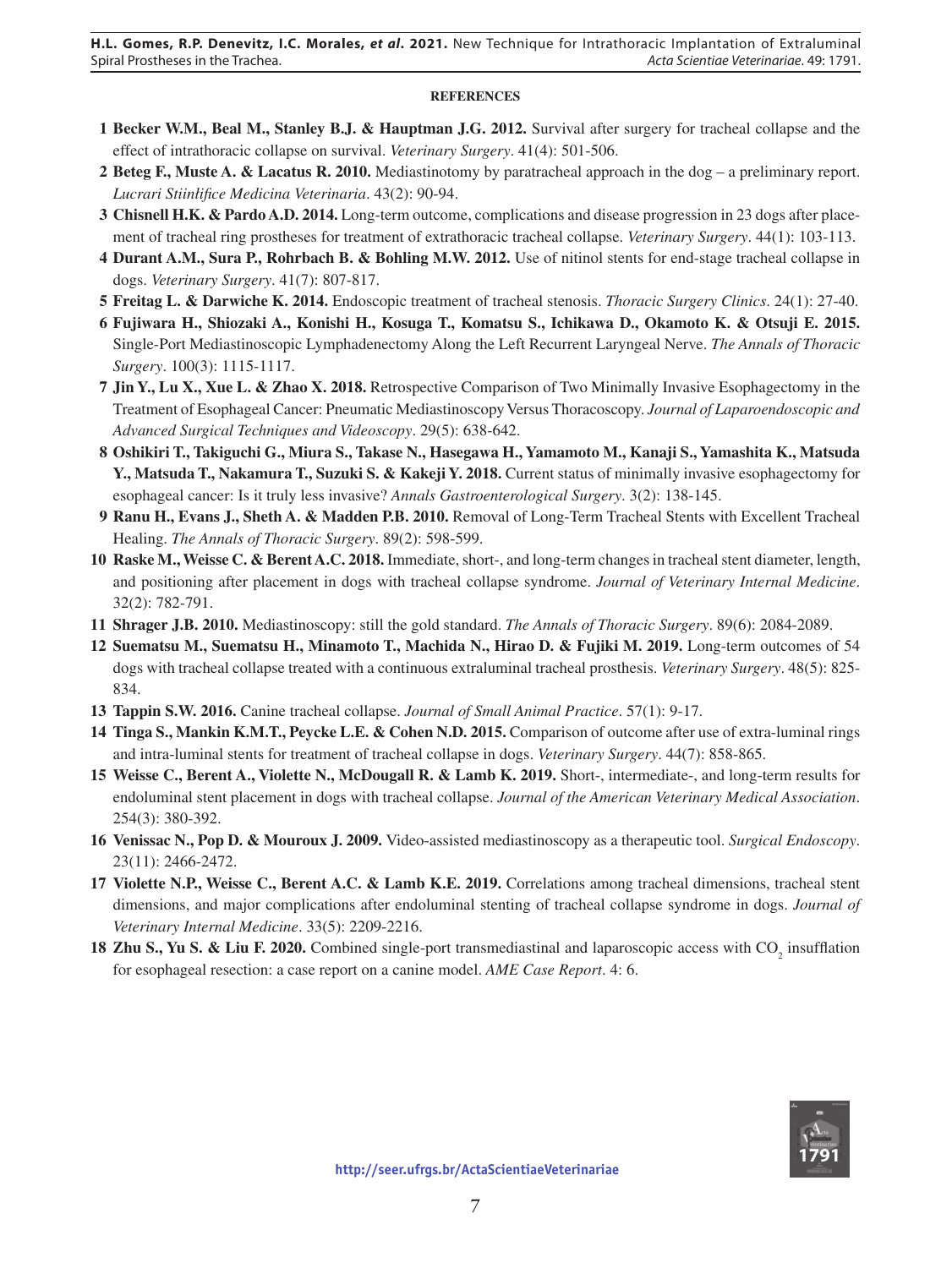**REFERENCES**

1 **Becker W.M., Beal M., Stanley B.J. & Hauptman J.G. 2012.** Survival after surgery for tracheal collapse and the effect of intrathoracic collapse on survival. *Veterinary Surgery*. 41(4): 501-506.

2 **Beteg F., Muste A. & Lacatus R. 2010.** Mediastinotomy by paratracheal approach in the dog – a preliminary report. *Lucrari Stiinłifice Medicina Veterinaria*. 43(2): 90-94.

3 **Chisnell H.K. & Pardo A.D. 2014.** Long-term outcome, complications and disease progression in 23 dogs after placement of tracheal ring prostheses for treatment of extrathoracic tracheal collapse. *Veterinary Surgery*. 44(1): 103-113.

4 **Durant A.M., Sura P., Rohrbach B. & Bohling M.W. 2012.** Use of nitinol stents for end-stage tracheal collapse in dogs. *Veterinary Surgery*. 41(7): 807-817.

5 **Freitag L. & Darwiche K. 2014.** Endoscopic treatment of tracheal stenosis. *Thoracic Surgery Clinics*. 24(1): 27-40.

6 **Fujiwara H., Shiozaki A., Konishi H., Kosuga T., Komatsu S., Ichikawa D., Okamoto K. & Otsuji E. 2015.** Single-Port Mediastinoscopic Lymphadenectomy Along the Left Recurrent Laryngeal Nerve. *The Annals of Thoracic Surgery*. 100(3): 1115-1117.

7 **Jin Y., Lu X., Xue L. & Zhao X. 2018.** Retrospective Comparison of Two Minimally Invasive Esophagectomy in the Treatment of Esophageal Cancer: Pneumatic Mediastinoscopy Versus Thoracoscopy. *Journal of Laparoendoscopic and Advanced Surgical Techniques and Videoscopy*. 29(5): 638-642.

8 **Oshikiri T., Takiguchi G., Miura S., Takase N., Hasegawa H., Yamamoto M., Kanaji S., Yamashita K., Matsuda Y., Matsuda T., Nakamura T., Suzuki S. & Kakeji Y. 2018.** Current status of minimally invasive esophagectomy for esophageal cancer: Is it truly less invasive? *Annals Gastroenterological Surgery*. 3(2): 138-145.

9 **Ranu H., Evans J., Sheth A. & Madden P.B. 2010.** Removal of Long-Term Tracheal Stents with Excellent Tracheal Healing. *The Annals of Thoracic Surgery*. 89(2): 598-599.

10 **Raske M., Weisse C. & Berent A.C. 2018.** Immediate, short-, and long-term changes in tracheal stent diameter, length, and positioning after placement in dogs with tracheal collapse syndrome. *Journal of Veterinary Internal Medicine*. 32(2): 782-791.

11 **Shrager J.B. 2010.** Mediastinoscopy: still the gold standard. *The Annals of Thoracic Surgery*. 89(6): 2084-2089.

12 **Suematsu M., Suematsu H., Minamoto T., Machida N., Hirao D. & Fujiki M. 2019.** Long-term outcomes of 54 dogs with tracheal collapse treated with a continuous extraluminal tracheal prosthesis. *Veterinary Surgery*. 48(5): 825-834.

13 **Tappin S.W. 2016.** Canine tracheal collapse. *Journal of Small Animal Practice*. 57(1): 9-17.

14 **Tinga S., Mankin K.M.T., Peycke L.E. & Cohen N.D. 2015.** Comparison of outcome after use of extra-luminal rings and intra-luminal stents for treatment of tracheal collapse in dogs. *Veterinary Surgery*. 44(7): 858-865.

15 **Weisse C., Berent A., Violette N., McDougall R. & Lamb K. 2019.** Short-, intermediate-, and long-term results for endoluminal stent placement in dogs with tracheal collapse. *Journal of the American Veterinary Medical Association*. 254(3): 380-392.

16 **Venissac N., Pop D. & Mouroux J. 2009.** Video-assisted mediastinoscopy as a therapeutic tool. *Surgical Endoscopy*. 23(11): 2466-2472.

17 **Violette N.P., Weisse C., Berent A.C. & Lamb K.E. 2019.** Correlations among tracheal dimensions, tracheal stent dimensions, and major complications after endoluminal stenting of tracheal collapse syndrome in dogs. *Journal of Veterinary Internal Medicine*. 33(5): 2209-2216.

18 **Zhu S., Yu S. & Liu F. 2020.** Combined single-port transmediastinal and laparoscopic access with $CO_2$ insufflation for esophageal resection: a case report on a canine model. *AME Case Report*. 4: 6.